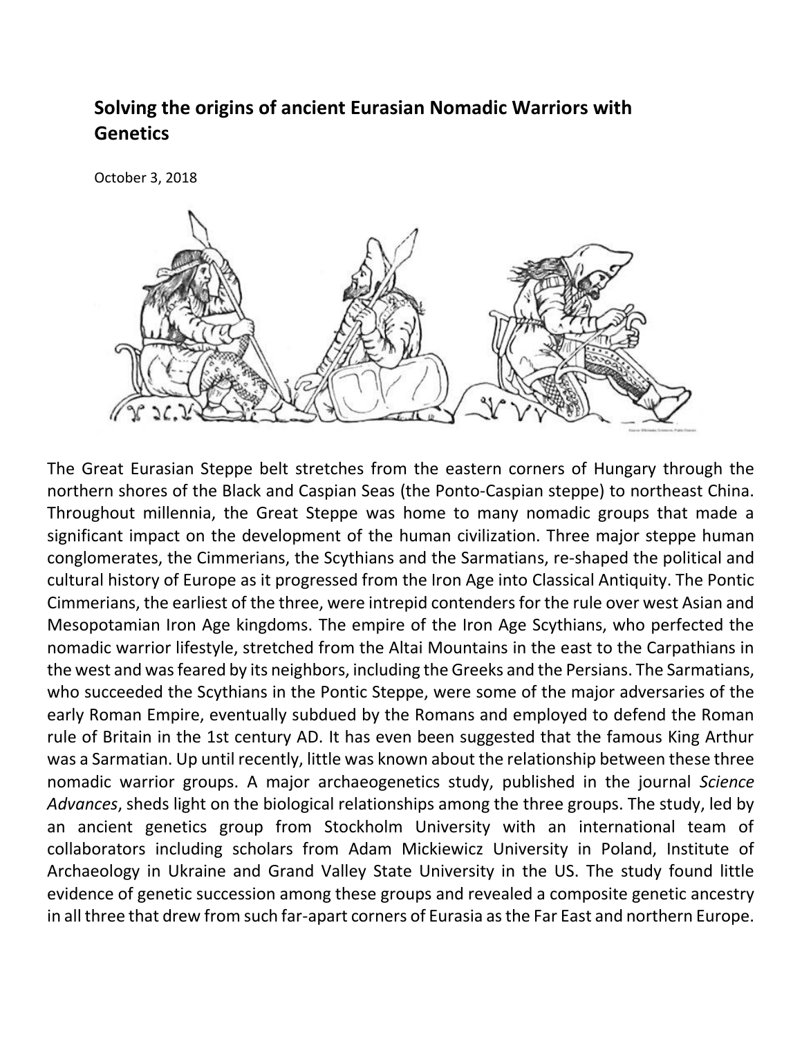# Solving the origins of ancient Eurasian Nomadic Warriors with Genetics

October 3, 2018

The Great Eurasian Steppe belt stretches from the eastern corners of Hungary through the northern shores of the Black and Caspian Seas (the Ponto-Caspian steppe) to northeast China. Throughout millennia, the Great Steppe was home to many nomadic groups that made a significant impact on the development of the human civilization. Three major steppe human conglomerates, the Cimmerians, the Scythians and the Sarmatians, re-shaped the political and cultural history of Europe as it progressed from the Iron Age into Classical Antiquity. The Pontic Cimmerians, the earliest of the three, were intrepid contenders for the rule over west Asian and Mesopotamian Iron Age kingdoms. The empire of the Iron Age Scythians, who perfected the nomadic warrior lifestyle, stretched from the Altai Mountains in the east to the Carpathians in the west and was feared by its neighbors, including the Greeks and the Persians. The Sarmatians, who succeeded the Scythians in the Pontic Steppe, were some of the major adversaries of the early Roman Empire, eventually subdued by the Romans and employed to defend the Roman rule of Britain in the 1st century AD. It has even been suggested that the famous King Arthur was a Sarmatian. Up until recently, little was known about the relationship between these three nomadic warrior groups. A major archaeogenetics study, published in the journal *Science Advances*, sheds light on the biological relationships among the three groups. The study, led by an ancient genetics group from Stockholm University with an international team of collaborators including scholars from Adam Mickiewicz University in Poland, Institute of Archaeology in Ukraine and Grand Valley State University in the US. The study found little evidence of genetic succession among these groups and revealed a composite genetic ancestry in all three that drew from such far-apart corners of Eurasia as the Far East and northern Europe.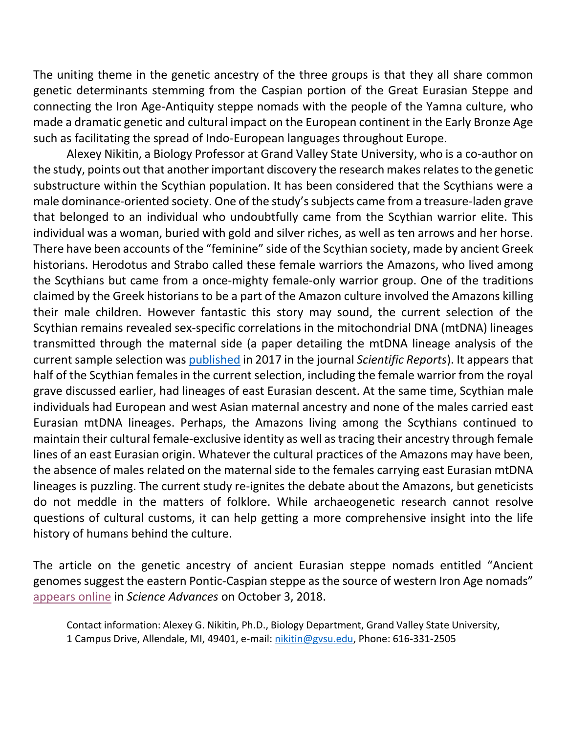The uniting theme in the genetic ancestry of the three groups is that they all share common genetic determinants stemming from the Caspian portion of the Great Eurasian Steppe and connecting the Iron Age-Antiquity steppe nomads with the people of the Yamna culture, who made a dramatic genetic and cultural impact on the European continent in the Early Bronze Age such as facilitating the spread of Indo-European languages throughout Europe.

Alexey Nikitin, a Biology Professor at Grand Valley State University, who is a co-author on the study, points out that another important discovery the research makes relates to the genetic substructure within the Scythian population. It has been considered that the Scythians were a male dominance-oriented society. One of the study's subjects came from a treasure-laden grave that belonged to an individual who undoubtfully came from the Scythian warrior elite. This individual was a woman, buried with gold and silver riches, as well as ten arrows and her horse. There have been accounts of the "feminine" side of the Scythian society, made by ancient Greek historians. Herodotus and Strabo called these female warriors the Amazons, who lived among the Scythians but came from a once-mighty female-only warrior group. One of the traditions claimed by the Greek historians to be a part of the Amazon culture involved the Amazons killing their male children. However fantastic this story may sound, the current selection of the Scythian remains revealed sex-specific correlations in the mitochondrial DNA (mtDNA) lineages transmitted through the maternal side (a paper detailing the mtDNA lineage analysis of the current sample selection was [published](#) in 2017 in the journal *Scientific Reports*). It appears that half of the Scythian females in the current selection, including the female warrior from the royal grave discussed earlier, had lineages of east Eurasian descent. At the same time, Scythian male individuals had European and west Asian maternal ancestry and none of the males carried east Eurasian mtDNA lineages. Perhaps, the Amazons living among the Scythians continued to maintain their cultural female-exclusive identity as well as tracing their ancestry through female lines of an east Eurasian origin. Whatever the cultural practices of the Amazons may have been, the absence of males related on the maternal side to the females carrying east Eurasian mtDNA lineages is puzzling. The current study re-ignites the debate about the Amazons, but geneticists do not meddle in the matters of folklore. While archaeogenetic research cannot resolve questions of cultural customs, it can help getting a more comprehensive insight into the life history of humans behind the culture.

The article on the genetic ancestry of ancient Eurasian steppe nomads entitled "Ancient genomes suggest the eastern Pontic-Caspian steppe as the source of western Iron Age nomads" [appears online](#) in *Science Advances* on October 3, 2018.

Contact information: Alexey G. Nikitin, Ph.D., Biology Department, Grand Valley State University, 1 Campus Drive, Allendale, MI, 49401, e-mail: nikitin@gvsu.edu, Phone: 616-331-2505